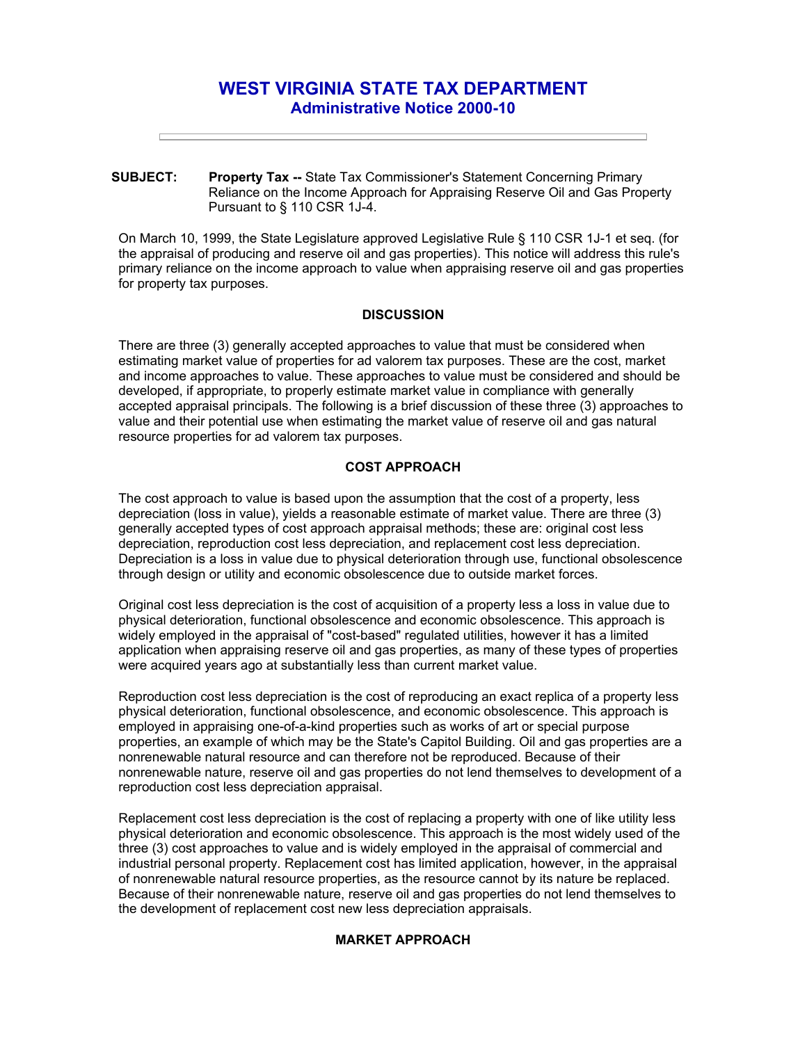# WEST VIRGINIA STATE TAX DEPARTMENT

## Administrative Notice 2000-10

---

**SUBJECT:** **Property Tax --** State Tax Commissioner's Statement Concerning Primary Reliance on the Income Approach for Appraising Reserve Oil and Gas Property Pursuant to § 110 CSR 1J-4.

On March 10, 1999, the State Legislature approved Legislative Rule § 110 CSR 1J-1 et seq. (for the appraisal of producing and reserve oil and gas properties). This notice will address this rule's primary reliance on the income approach to value when appraising reserve oil and gas properties for property tax purposes.

### DISCUSSION

There are three (3) generally accepted approaches to value that must be considered when estimating market value of properties for ad valorem tax purposes. These are the cost, market and income approaches to value. These approaches to value must be considered and should be developed, if appropriate, to properly estimate market value in compliance with generally accepted appraisal principals. The following is a brief discussion of these three (3) approaches to value and their potential use when estimating the market value of reserve oil and gas natural resource properties for ad valorem tax purposes.

### COST APPROACH

The cost approach to value is based upon the assumption that the cost of a property, less depreciation (loss in value), yields a reasonable estimate of market value. There are three (3) generally accepted types of cost approach appraisal methods; these are: original cost less depreciation, reproduction cost less depreciation, and replacement cost less depreciation. Depreciation is a loss in value due to physical deterioration through use, functional obsolescence through design or utility and economic obsolescence due to outside market forces.

Original cost less depreciation is the cost of acquisition of a property less a loss in value due to physical deterioration, functional obsolescence and economic obsolescence. This approach is widely employed in the appraisal of "cost-based" regulated utilities, however it has a limited application when appraising reserve oil and gas properties, as many of these types of properties were acquired years ago at substantially less than current market value.

Reproduction cost less depreciation is the cost of reproducing an exact replica of a property less physical deterioration, functional obsolescence, and economic obsolescence. This approach is employed in appraising one-of-a-kind properties such as works of art or special purpose properties, an example of which may be the State's Capitol Building. Oil and gas properties are a nonrenewable natural resource and can therefore not be reproduced. Because of their nonrenewable nature, reserve oil and gas properties do not lend themselves to development of a reproduction cost less depreciation appraisal.

Replacement cost less depreciation is the cost of replacing a property with one of like utility less physical deterioration and economic obsolescence. This approach is the most widely used of the three (3) cost approaches to value and is widely employed in the appraisal of commercial and industrial personal property. Replacement cost has limited application, however, in the appraisal of nonrenewable natural resource properties, as the resource cannot by its nature be replaced. Because of their nonrenewable nature, reserve oil and gas properties do not lend themselves to the development of replacement cost new less depreciation appraisals.

### MARKET APPROACH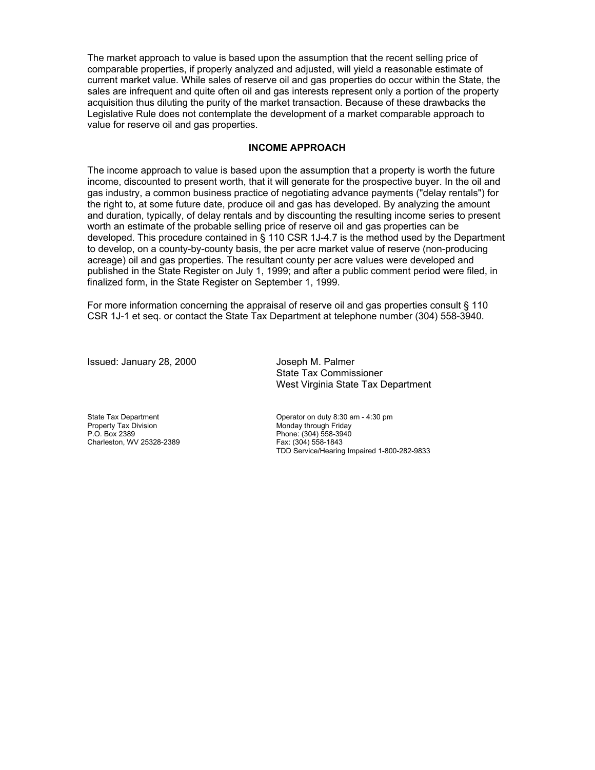The market approach to value is based upon the assumption that the recent selling price of comparable properties, if properly analyzed and adjusted, will yield a reasonable estimate of current market value. While sales of reserve oil and gas properties do occur within the State, the sales are infrequent and quite often oil and gas interests represent only a portion of the property acquisition thus diluting the purity of the market transaction. Because of these drawbacks the Legislative Rule does not contemplate the development of a market comparable approach to value for reserve oil and gas properties.

## INCOME APPROACH

The income approach to value is based upon the assumption that a property is worth the future income, discounted to present worth, that it will generate for the prospective buyer. In the oil and gas industry, a common business practice of negotiating advance payments ("delay rentals") for the right to, at some future date, produce oil and gas has developed. By analyzing the amount and duration, typically, of delay rentals and by discounting the resulting income series to present worth an estimate of the probable selling price of reserve oil and gas properties can be developed. This procedure contained in § 110 CSR 1J-4.7 is the method used by the Department to develop, on a county-by-county basis, the per acre market value of reserve (non-producing acreage) oil and gas properties. The resultant county per acre values were developed and published in the State Register on July 1, 1999; and after a public comment period were filed, in finalized form, in the State Register on September 1, 1999.

For more information concerning the appraisal of reserve oil and gas properties consult § 110 CSR 1J-1 et seq. or contact the State Tax Department at telephone number (304) 558-3940.

Issued: January 28, 2000

Joseph M. Palmer
State Tax Commissioner
West Virginia State Tax Department

State Tax Department
Property Tax Division
P.O. Box 2389
Charleston, WV 25328-2389

Operator on duty 8:30 am - 4:30 pm
Monday through Friday
Phone: (304) 558-3940
Fax: (304) 558-1843
TDD Service/Hearing Impaired 1-800-282-9833